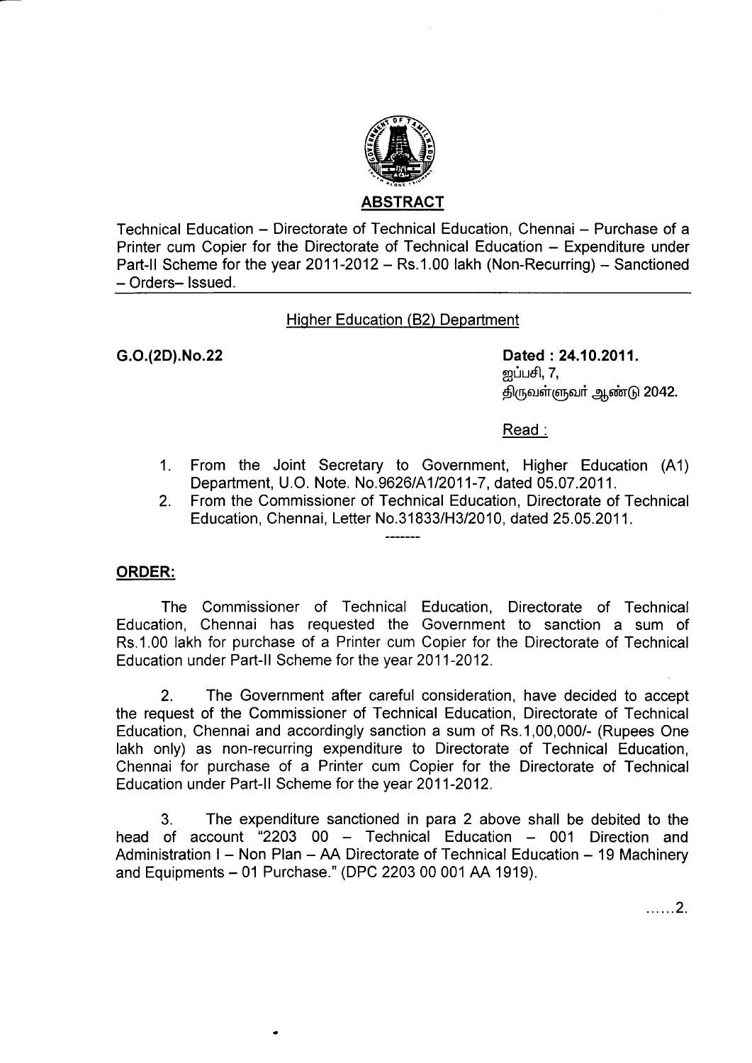## ABSTRACT

Technical Education – Directorate of Technical Education, Chennai – Purchase of a Printer cum Copier for the Directorate of Technical Education – Expenditure under Part-II Scheme for the year 2011-2012 – Rs.1.00 lakh (Non-Recurring) – Sanctioned – Orders– Issued.

---

Higher Education (B2) Department

**G.O.(2D).No.22** **Dated : 24.10.2011.**
ஐப்பசி, 7,
திருவள்ளுவர் ஆண்டு 2042.

Read :

1. From the Joint Secretary to Government, Higher Education (A1) Department, U.O. Note. No.9626/A1/2011-7, dated 05.07.2011.
2. From the Commissioner of Technical Education, Directorate of Technical Education, Chennai, Letter No.31833/H3/2010, dated 25.05.2011.

-------

**ORDER:**

The Commissioner of Technical Education, Directorate of Technical Education, Chennai has requested the Government to sanction a sum of Rs.1.00 lakh for purchase of a Printer cum Copier for the Directorate of Technical Education under Part-II Scheme for the year 2011-2012.

2. The Government after careful consideration, have decided to accept the request of the Commissioner of Technical Education, Directorate of Technical Education, Chennai and accordingly sanction a sum of Rs.1,00,000/- (Rupees One lakh only) as non-recurring expenditure to Directorate of Technical Education, Chennai for purchase of a Printer cum Copier for the Directorate of Technical Education under Part-II Scheme for the year 2011-2012.

3. The expenditure sanctioned in para 2 above shall be debited to the head of account "2203 00 – Technical Education – 001 Direction and Administration I – Non Plan – AA Directorate of Technical Education – 19 Machinery and Equipments – 01 Purchase." (DPC 2203 00 001 AA 1919).

......2.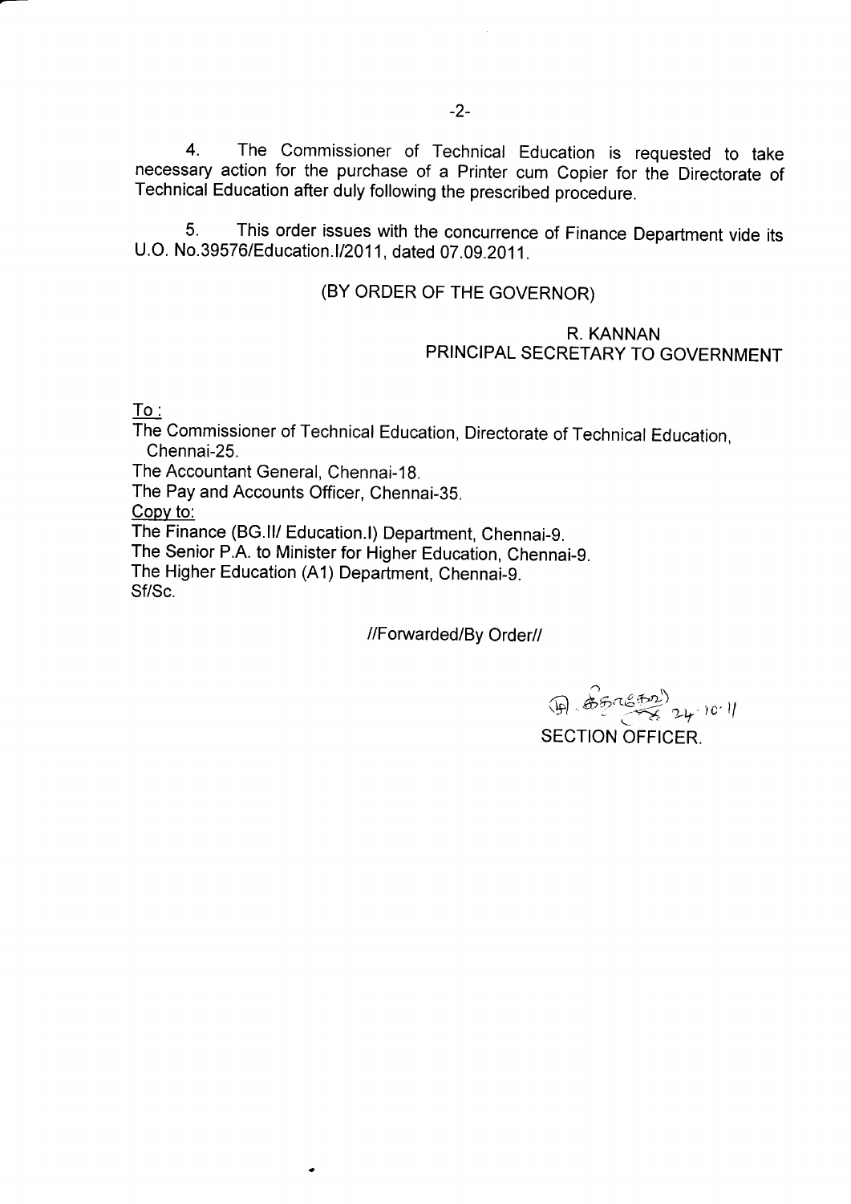4. The Commissioner of Technical Education is requested to take necessary action for the purchase of a Printer cum Copier for the Directorate of Technical Education after duly following the prescribed procedure.

5. This order issues with the concurrence of Finance Department vide its U.O. No.39576/Education.I/2011, dated 07.09.2011.

(BY ORDER OF THE GOVERNOR)

R. KANNAN
PRINCIPAL SECRETARY TO GOVERNMENT

To :

The Commissioner of Technical Education, Directorate of Technical Education, Chennai-25.
The Accountant General, Chennai-18.
The Pay and Accounts Officer, Chennai-35.

Copy to:

The Finance (BG.II/ Education.I) Department, Chennai-9.
The Senior P.A. to Minister for Higher Education, Chennai-9.
The Higher Education (A1) Department, Chennai-9.
Sf/Sc.

//Forwarded/By Order//

24.10.11
SECTION OFFICER.